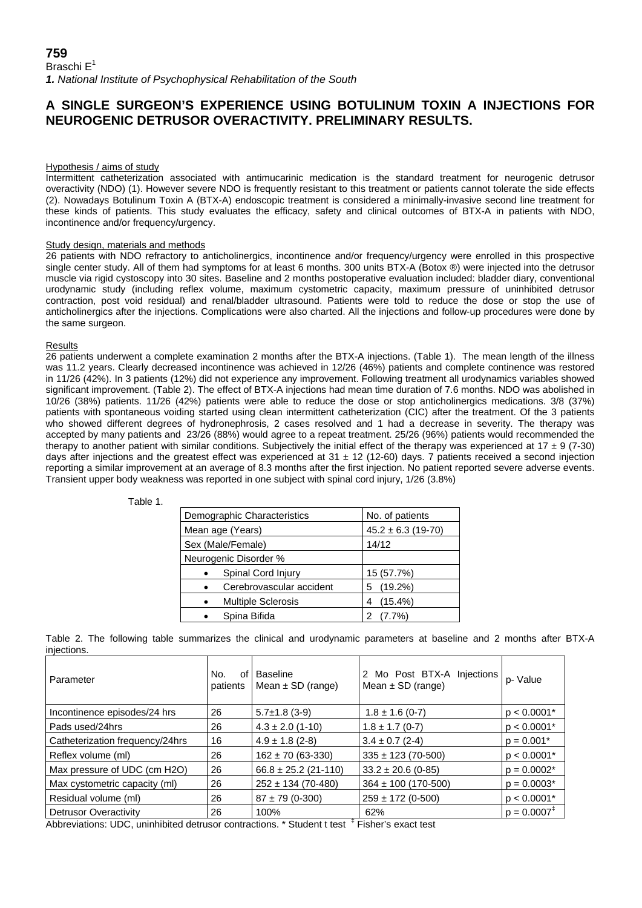**759**
Braschi E[1]
***1.** National Institute of Psychophysical Rehabilitation of the South*

# A SINGLE SURGEON'S EXPERIENCE USING BOTULINUM TOXIN A INJECTIONS FOR NEUROGENIC DETRUSOR OVERACTIVITY. PRELIMINARY RESULTS.

## Hypothesis / aims of study

Intermittent catheterization associated with antimucarinic medication is the standard treatment for neurogenic detrusor overactivity (NDO) (1). However severe NDO is frequently resistant to this treatment or patients cannot tolerate the side effects (2). Nowadays Botulinum Toxin A (BTX-A) endoscopic treatment is considered a minimally-invasive second line treatment for these kinds of patients. This study evaluates the efficacy, safety and clinical outcomes of BTX-A in patients with NDO, incontinence and/or frequency/urgency.

## Study design, materials and methods

26 patients with NDO refractory to anticholinergics, incontinence and/or frequency/urgency were enrolled in this prospective single center study. All of them had symptoms for at least 6 months. 300 units BTX-A (Botox ®) were injected into the detrusor muscle via rigid cystoscopy into 30 sites. Baseline and 2 months postoperative evaluation included: bladder diary, conventional urodynamic study (including reflex volume, maximum cystometric capacity, maximum pressure of uninhibited detrusor contraction, post void residual) and renal/bladder ultrasound. Patients were told to reduce the dose or stop the use of anticholinergics after the injections. Complications were also charted. All the injections and follow-up procedures were done by the same surgeon.

## Results

26 patients underwent a complete examination 2 months after the BTX-A injections. (Table 1). The mean length of the illness was 11.2 years. Clearly decreased incontinence was achieved in 12/26 (46%) patients and complete continence was restored in 11/26 (42%). In 3 patients (12%) did not experience any improvement. Following treatment all urodynamics variables showed significant improvement. (Table 2). The effect of BTX-A injections had mean time duration of 7.6 months. NDO was abolished in 10/26 (38%) patients. 11/26 (42%) patients were able to reduce the dose or stop anticholinergics medications. 3/8 (37%) patients with spontaneous voiding started using clean intermittent catheterization (CIC) after the treatment. Of the 3 patients who showed different degrees of hydronephrosis, 2 cases resolved and 1 had a decrease in severity. The therapy was accepted by many patients and 23/26 (88%) would agree to a repeat treatment. 25/26 (96%) patients would recommended the therapy to another patient with similar conditions. Subjectively the initial effect of the therapy was experienced at 17 ± 9 (7-30) days after injections and the greatest effect was experienced at 31 ± 12 (12-60) days. 7 patients received a second injection reporting a similar improvement at an average of 8.3 months after the first injection. No patient reported severe adverse events. Transient upper body weakness was reported in one subject with spinal cord injury, 1/26 (3.8%)

Table 1.

| Demographic Characteristics | No. of patients |
|---|---|
| Mean age (Years) | 45.2 ± 6.3 (19-70) |
| Sex (Male/Female) | 14/12 |
| Neurogenic Disorder % | |
| • Spinal Cord Injury | 15 (57.7%) |
| • Cerebrovascular accident | 5 (19.2%) |
| • Multiple Sclerosis | 4 (15.4%) |
| • Spina Bifida | 2 (7.7%) |

Table 2. The following table summarizes the clinical and urodynamic parameters at baseline and 2 months after BTX-A injections.

| Parameter | No. of patients | Baseline Mean ± SD (range) | 2 Mo Post BTX-A Injections Mean ± SD (range) | p- Value |
|---|---|---|---|---|
| Incontinence episodes/24 hrs | 26 | 5.7±1.8 (3-9) | 1.8 ± 1.6 (0-7) | $p < 0.0001$* |
| Pads used/24hrs | 26 | 4.3 ± 2.0 (1-10) | 1.8 ± 1.7 (0-7) | $p < 0.0001$* |
| Catheterization frequency/24hrs | 16 | 4.9 ± 1.8 (2-8) | 3.4 ± 0.7 (2-4) | $p = 0.001$* |
| Reflex volume (ml) | 26 | 162 ± 70 (63-330) | 335 ± 123 (70-500) | $p < 0.0001$* |
| Max pressure of UDC (cm $H_2O$) | 26 | 66.8 ± 25.2 (21-110) | 33.2 ± 20.6 (0-85) | $p = 0.0002$* |
| Max cystometric capacity (ml) | 26 | 252 ± 134 (70-480) | 364 ± 100 (170-500) | $p = 0.0003$* |
| Residual volume (ml) | 26 | 87 ± 79 (0-300) | 259 ± 172 (0-500) | $p < 0.0001$* |
| Detrusor Overactivity | 26 | 100% | 62% | $p = 0.0007$‡ |

Abbreviations: UDC, uninhibited detrusor contractions. * Student t test ‡ Fisher's exact test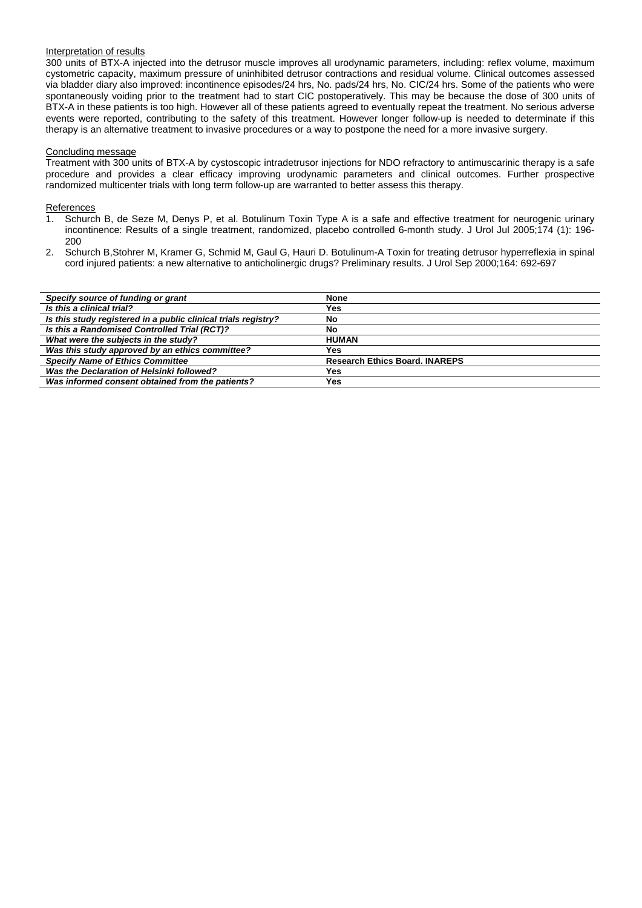Interpretation of results

300 units of BTX-A injected into the detrusor muscle improves all urodynamic parameters, including: reflex volume, maximum cystometric capacity, maximum pressure of uninhibited detrusor contractions and residual volume. Clinical outcomes assessed via bladder diary also improved: incontinence episodes/24 hrs, No. pads/24 hrs, No. CIC/24 hrs. Some of the patients who were spontaneously voiding prior to the treatment had to start CIC postoperatively. This may be because the dose of 300 units of BTX-A in these patients is too high. However all of these patients agreed to eventually repeat the treatment. No serious adverse events were reported, contributing to the safety of this treatment. However longer follow-up is needed to determine if this therapy is an alternative treatment to invasive procedures or a way to postpone the need for a more invasive surgery.

Concluding message

Treatment with 300 units of BTX-A by cystoscopic intradetrusor injections for NDO refractory to antimuscarinic therapy is a safe procedure and provides a clear efficacy improving urodynamic parameters and clinical outcomes. Further prospective randomized multicenter trials with long term follow-up are warranted to better assess this therapy.

References

1. Schurch B, de Seze M, Denys P, et al. Botulinum Toxin Type A is a safe and effective treatment for neurogenic urinary incontinence: Results of a single treatment, randomized, placebo controlled 6-month study. J Urol Jul 2005;174 (1): 196-200
2. Schurch B,Stohrer M, Kramer G, Schmid M, Gaul G, Hauri D. Botulinum-A Toxin for treating detrusor hyperreflexia in spinal cord injured patients: a new alternative to anticholinergic drugs? Preliminary results. J Urol Sep 2000;164: 692-697

| | |
|---|---|
| *Specify source of funding or grant* | **None** |
| *Is this a clinical trial?* | **Yes** |
| *Is this study registered in a public clinical trials registry?* | **No** |
| *Is this a Randomised Controlled Trial (RCT)?* | **No** |
| *What were the subjects in the study?* | **HUMAN** |
| *Was this study approved by an ethics committee?* | **Yes** |
| *Specify Name of Ethics Committee* | **Research Ethics Board. INAREPS** |
| *Was the Declaration of Helsinki followed?* | **Yes** |
| *Was informed consent obtained from the patients?* | **Yes** |